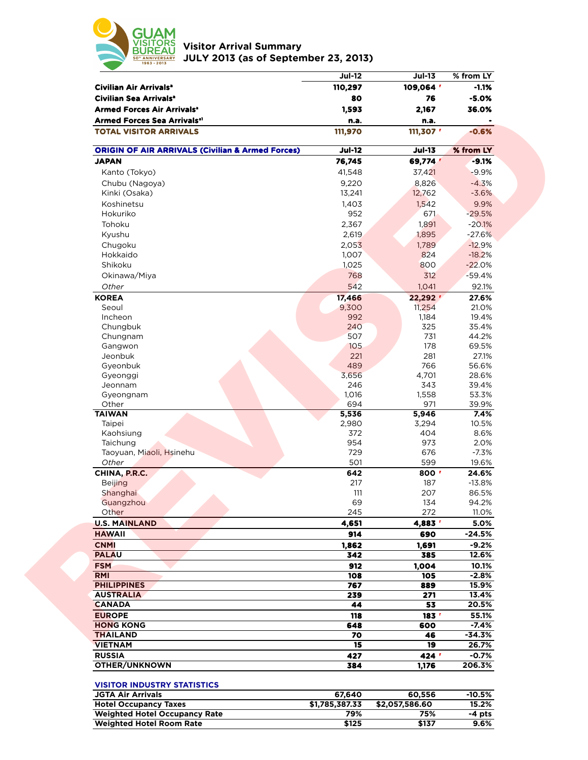# Guam Visitors Bureau

## Visitor Arrival Summary
## JULY 2013 (as of September 23, 2013)

REVISED

| | Jul-12 | Jul-13 | % from LY |
|---|---|---|---|
| **Civilian Air Arrivals[a]** | **110,297** | **109,064 r** | **-1.1%** |
| **Civilian Sea Arrivals[a]** | **80** | **76** | **-5.0%** |
| **Armed Forces Air Arrivals[a]** | **1,593** | **2,167** | **36.0%** |
| **Armed Forces Sea Arrivals[a1]** | **n.a.** | **n.a.** | **-** |
| **TOTAL VISITOR ARRIVALS** | **111,970** | **111,307 r** | **-0.6%** |

| ORIGIN OF AIR ARRIVALS (Civilian & Armed Forces) | Jul-12 | Jul-13 | % from LY |
|---|---|---|---|
| **JAPAN** | **76,745** | **69,774 r** | **-9.1%** |
| Kanto (Tokyo) | 41,548 | 37,421 | -9.9% |
| Chubu (Nagoya) | 9,220 | 8,826 | -4.3% |
| Kinki (Osaka) | 13,241 | 12,762 | -3.6% |
| Koshinetsu | 1,403 | 1,542 | 9.9% |
| Hokuriko | 952 | 671 | -29.5% |
| Tohoku | 2,367 | 1,891 | -20.1% |
| Kyushu | 2,619 | 1,895 | -27.6% |
| Chugoku | 2,053 | 1,789 | -12.9% |
| Hokkaido | 1,007 | 824 | -18.2% |
| Shikoku | 1,025 | 800 | -22.0% |
| Okinawa/Miya | 768 | 312 | -59.4% |
| *Other* | 542 | 1,041 | 92.1% |
| **KOREA** | **17,466** | **22,292 r** | **27.6%** |
| Seoul | 9,300 | 11,254 | 21.0% |
| Incheon | 992 | 1,184 | 19.4% |
| Chungbuk | 240 | 325 | 35.4% |
| Chungnam | 507 | 731 | 44.2% |
| Gangwon | 105 | 178 | 69.5% |
| Jeonbuk | 221 | 281 | 27.1% |
| Gyeonbuk | 489 | 766 | 56.6% |
| Gyeonggi | 3,656 | 4,701 | 28.6% |
| Jeonnam | 246 | 343 | 39.4% |
| Gyeongnam | 1,016 | 1,558 | 53.3% |
| Other | 694 | 971 | 39.9% |
| **TAIWAN** | **5,536** | **5,946** | **7.4%** |
| Taipei | 2,980 | 3,294 | 10.5% |
| Kaohsiung | 372 | 404 | 8.6% |
| Taichung | 954 | 973 | 2.0% |
| Taoyuan, Miaoli, Hsinehu | 729 | 676 | -7.3% |
| *Other* | 501 | 599 | 19.6% |
| **CHINA, P.R.C.** | **642** | **800 r** | **24.6%** |
| Beijing | 217 | 187 | -13.8% |
| Shanghai | 111 | 207 | 86.5% |
| Guangzhou | 69 | 134 | 94.2% |
| Other | 245 | 272 | 11.0% |
| **U.S. MAINLAND** | **4,651** | **4,883 r** | **5.0%** |
| **HAWAII** | **914** | **690** | **-24.5%** |
| **CNMI** | **1,862** | **1,691** | **-9.2%** |
| **PALAU** | **342** | **385** | **12.6%** |
| **FSM** | **912** | **1,004** | **10.1%** |
| **RMI** | **108** | **105** | **-2.8%** |
| **PHILIPPINES** | **767** | **889** | **15.9%** |
| **AUSTRALIA** | **239** | **271** | **13.4%** |
| **CANADA** | **44** | **53** | **20.5%** |
| **EUROPE** | **118** | **183 r** | **55.1%** |
| **HONG KONG** | **648** | **600** | **-7.4%** |
| **THAILAND** | **70** | **46** | **-34.3%** |
| **VIETNAM** | **15** | **19** | **26.7%** |
| **RUSSIA** | **427** | **424 r** | **-0.7%** |
| **OTHER/UNKNOWN** | **384** | **1,176** | **206.3%** |

| VISITOR INDUSTRY STATISTICS | | | |
|---|---|---|---|
| **JGTA Air Arrivals** | **67,640** | **60,556** | **-10.5%** |
| **Hotel Occupancy Taxes** | **$1,785,387.33** | **$2,057,586.60** | **15.2%** |
| **Weighted Hotel Occupancy Rate** | **79%** | **75%** | **-4 pts** |
| **Weighted Hotel Room Rate** | **$125** | **$137** | **9.6%** |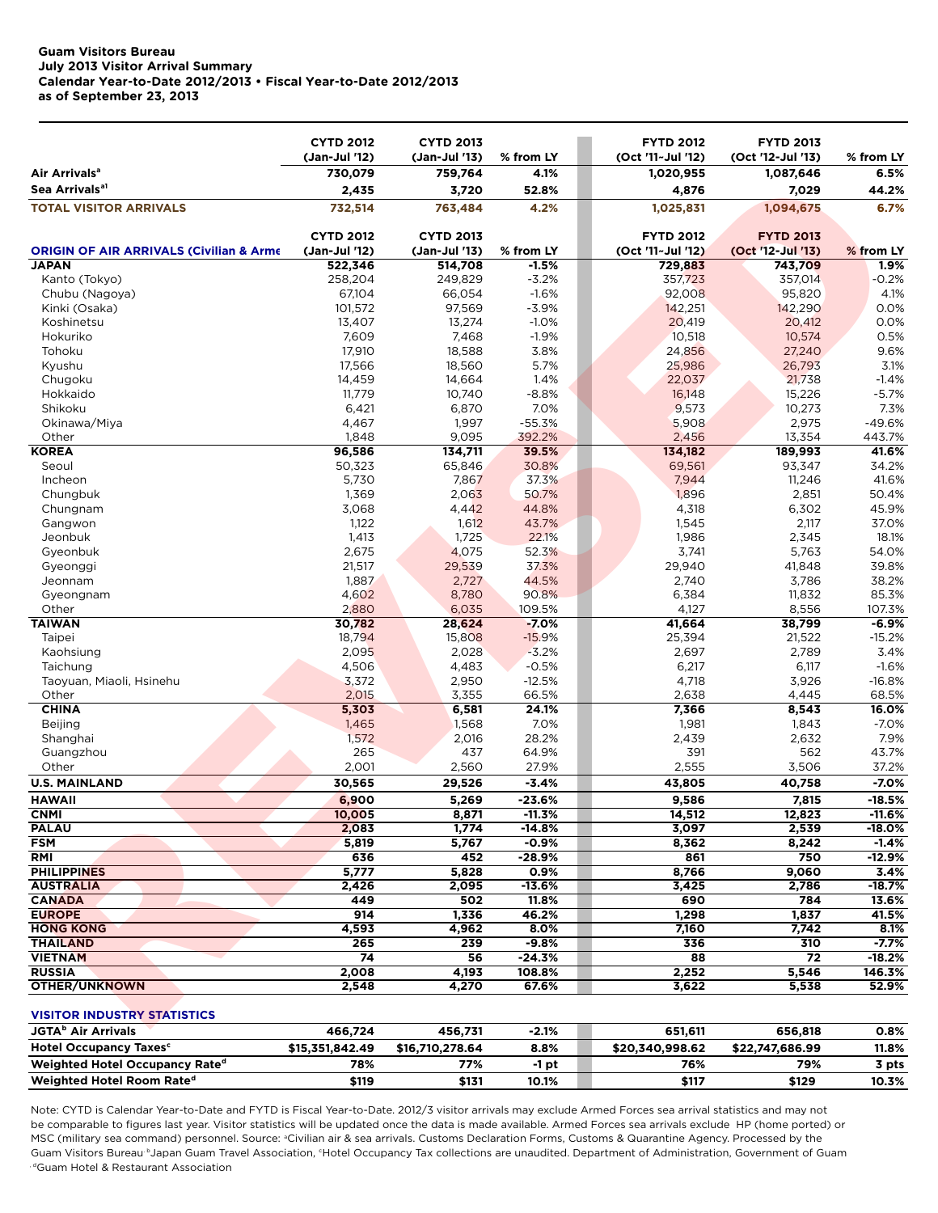**Guam Visitors Bureau**
**July 2013 Visitor Arrival Summary**
**Calendar Year-to-Date 2012/2013 • Fiscal Year-to-Date 2012/2013**
**as of September 23, 2013**

| | CYTD 2012 (Jan-Jul '12) | CYTD 2013 (Jan-Jul '13) | % from LY | FYTD 2012 (Oct '11-Jul '12) | FYTD 2013 (Oct '12-Jul '13) | % from LY |
|---|---|---|---|---|---|---|
| **Air Arrivals[a]** | **730,079** | **759,764** | **4.1%** | **1,020,955** | **1,087,646** | **6.5%** |
| **Sea Arrivals[a1]** | **2,435** | **3,720** | **52.8%** | **4,876** | **7,029** | **44.2%** |
| **TOTAL VISITOR ARRIVALS** | **732,514** | **763,484** | **4.2%** | **1,025,831** | **1,094,675** | **6.7%** |

| ORIGIN OF AIR ARRIVALS (Civilian & Arme | CYTD 2012 (Jan-Jul '12) | CYTD 2013 (Jan-Jul '13) | % from LY | FYTD 2012 (Oct '11-Jul '12) | FYTD 2013 (Oct '12-Jul '13) | % from LY |
|---|---|---|---|---|---|---|
| **JAPAN** | **522,346** | **514,708** | **-1.5%** | **729,883** | **743,709** | **1.9%** |
| Kanto (Tokyo) | 258,204 | 249,829 | -3.2% | 357,723 | 357,014 | -0.2% |
| Chubu (Nagoya) | 67,104 | 66,054 | -1.6% | 92,008 | 95,820 | 4.1% |
| Kinki (Osaka) | 101,572 | 97,569 | -3.9% | 142,251 | 142,290 | 0.0% |
| Koshinetsu | 13,407 | 13,274 | -1.0% | 20,419 | 20,412 | 0.0% |
| Hokuriko | 7,609 | 7,468 | -1.9% | 10,518 | 10,574 | 0.5% |
| Tohoku | 17,910 | 18,588 | 3.8% | 24,856 | 27,240 | 9.6% |
| Kyushu | 17,566 | 18,560 | 5.7% | 25,986 | 26,793 | 3.1% |
| Chugoku | 14,459 | 14,664 | 1.4% | 22,037 | 21,738 | -1.4% |
| Hokkaido | 11,779 | 10,740 | -8.8% | 16,148 | 15,226 | -5.7% |
| Shikoku | 6,421 | 6,870 | 7.0% | 9,573 | 10,273 | 7.3% |
| Okinawa/Miya | 4,467 | 1,997 | -55.3% | 5,908 | 2,975 | -49.6% |
| Other | 1,848 | 9,095 | 392.2% | 2,456 | 13,354 | 443.7% |
| **KOREA** | **96,586** | **134,711** | **39.5%** | **134,182** | **189,993** | **41.6%** |
| Seoul | 50,323 | 65,846 | 30.8% | 69,561 | 93,347 | 34.2% |
| Incheon | 5,730 | 7,867 | 37.3% | 7,944 | 11,246 | 41.6% |
| Chungbuk | 1,369 | 2,063 | 50.7% | 1,896 | 2,851 | 50.4% |
| Chungnam | 3,068 | 4,442 | 44.8% | 4,318 | 6,302 | 45.9% |
| Gangwon | 1,122 | 1,612 | 43.7% | 1,545 | 2,117 | 37.0% |
| Jeonbuk | 1,413 | 1,725 | 22.1% | 1,986 | 2,345 | 18.1% |
| Gyeonbuk | 2,675 | 4,075 | 52.3% | 3,741 | 5,763 | 54.0% |
| Gyeonggi | 21,517 | 29,539 | 37.3% | 29,940 | 41,848 | 39.8% |
| Jeonnam | 1,887 | 2,727 | 44.5% | 2,740 | 3,786 | 38.2% |
| Gyeongnam | 4,602 | 8,780 | 90.8% | 6,384 | 11,832 | 85.3% |
| Other | 2,880 | 6,035 | 109.5% | 4,127 | 8,556 | 107.3% |
| **TAIWAN** | **30,782** | **28,624** | **-7.0%** | **41,664** | **38,799** | **-6.9%** |
| Taipei | 18,794 | 15,808 | -15.9% | 25,394 | 21,522 | -15.2% |
| Kaohsiung | 2,095 | 2,028 | -3.2% | 2,697 | 2,789 | 3.4% |
| Taichung | 4,506 | 4,483 | -0.5% | 6,217 | 6,117 | -1.6% |
| Taoyuan, Miaoli, Hsinehu | 3,372 | 2,950 | -12.5% | 4,718 | 3,926 | -16.8% |
| Other | 2,015 | 3,355 | 66.5% | 2,638 | 4,445 | 68.5% |
| **CHINA** | **5,303** | **6,581** | **24.1%** | **7,366** | **8,543** | **16.0%** |
| Beijing | 1,465 | 1,568 | 7.0% | 1,981 | 1,843 | -7.0% |
| Shanghai | 1,572 | 2,016 | 28.2% | 2,439 | 2,632 | 7.9% |
| Guangzhou | 265 | 437 | 64.9% | 391 | 562 | 43.7% |
| Other | 2,001 | 2,560 | 27.9% | 2,555 | 3,506 | 37.2% |
| **U.S. MAINLAND** | **30,565** | **29,526** | **-3.4%** | **43,805** | **40,758** | **-7.0%** |
| **HAWAII** | **6,900** | **5,269** | **-23.6%** | **9,586** | **7,815** | **-18.5%** |
| **CNMI** | **10,005** | **8,871** | **-11.3%** | **14,512** | **12,823** | **-11.6%** |
| **PALAU** | **2,083** | **1,774** | **-14.8%** | **3,097** | **2,539** | **-18.0%** |
| **FSM** | **5,819** | **5,767** | **-0.9%** | **8,362** | **8,242** | **-1.4%** |
| **RMI** | **636** | **452** | **-28.9%** | **861** | **750** | **-12.9%** |
| **PHILIPPINES** | **5,777** | **5,828** | **0.9%** | **8,766** | **9,060** | **3.4%** |
| **AUSTRALIA** | **2,426** | **2,095** | **-13.6%** | **3,425** | **2,786** | **-18.7%** |
| **CANADA** | **449** | **502** | **11.8%** | **690** | **784** | **13.6%** |
| **EUROPE** | **914** | **1,336** | **46.2%** | **1,298** | **1,837** | **41.5%** |
| **HONG KONG** | **4,593** | **4,962** | **8.0%** | **7,160** | **7,742** | **8.1%** |
| **THAILAND** | **265** | **239** | **-9.8%** | **336** | **310** | **-7.7%** |
| **VIETNAM** | **74** | **56** | **-24.3%** | **88** | **72** | **-18.2%** |
| **RUSSIA** | **2,008** | **4,193** | **108.8%** | **2,252** | **5,546** | **146.3%** |
| **OTHER/UNKNOWN** | **2,548** | **4,270** | **67.6%** | **3,622** | **5,538** | **52.9%** |

**VISITOR INDUSTRY STATISTICS**

| | CYTD 2012 | CYTD 2013 | % from LY | FYTD 2012 | FYTD 2013 | % from LY |
|---|---|---|---|---|---|---|
| **JGTA[b] Air Arrivals** | **466,724** | **456,731** | **-2.1%** | **651,611** | **656,818** | **0.8%** |
| **Hotel Occupancy Taxes[c]** | **$15,351,842.49** | **$16,710,278.64** | **8.8%** | **$20,340,998.62** | **$22,747,686.99** | **11.8%** |
| **Weighted Hotel Occupancy Rate[d]** | **78%** | **77%** | **-1 pt** | **76%** | **79%** | **3 pts** |
| **Weighted Hotel Room Rate[d]** | **$119** | **$131** | **10.1%** | **$117** | **$129** | **10.3%** |

Note: CYTD is Calendar Year-to-Date and FYTD is Fiscal Year-to-Date. 2012/3 visitor arrivals may exclude Armed Forces sea arrival statistics and may not be comparable to figures last year. Visitor statistics will be updated once the data is made available. Armed Forces sea arrivals exclude HP (home ported) or MSC (military sea command) personnel. Source: [a]Civilian air & sea arrivals. Customs Declaration Forms, Customs & Quarantine Agency. Processed by the Guam Visitors Bureau. [b]Japan Guam Travel Association, [c]Hotel Occupancy Tax collections are unaudited. Department of Administration, Government of Guam [d]Guam Hotel & Restaurant Association